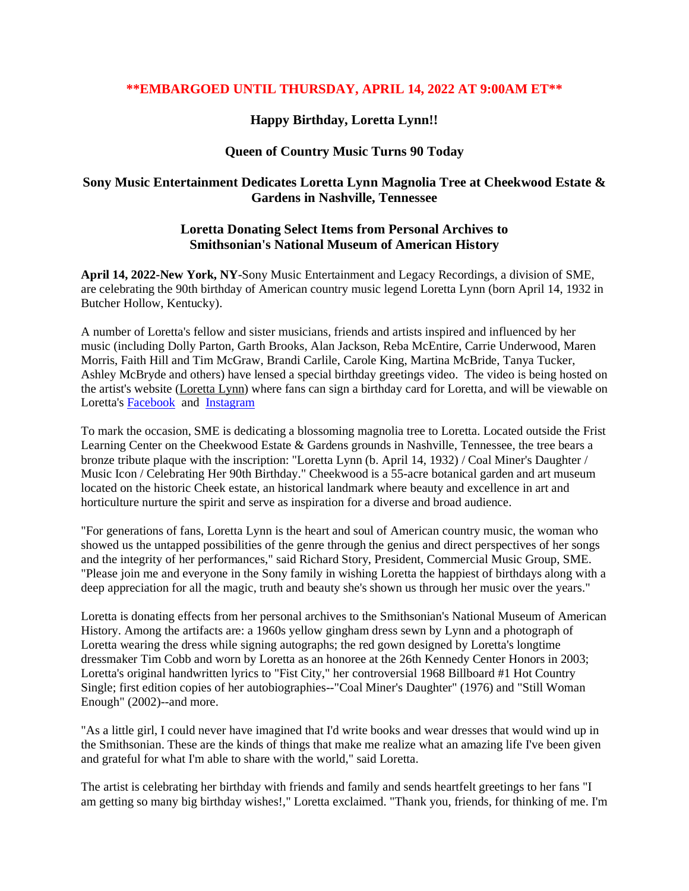**EMBARGOED UNTIL THURSDAY, APRIL 14, 2022 AT 9:00AM ET**

## Happy Birthday, Loretta Lynn!!

## Queen of Country Music Turns 90 Today

## Sony Music Entertainment Dedicates Loretta Lynn Magnolia Tree at Cheekwood Estate & Gardens in Nashville, Tennessee

## Loretta Donating Select Items from Personal Archives to Smithsonian's National Museum of American History

**April 14, 2022-New York, NY**-Sony Music Entertainment and Legacy Recordings, a division of SME, are celebrating the 90th birthday of American country music legend Loretta Lynn (born April 14, 1932 in Butcher Hollow, Kentucky).

A number of Loretta's fellow and sister musicians, friends and artists inspired and influenced by her music (including Dolly Parton, Garth Brooks, Alan Jackson, Reba McEntire, Carrie Underwood, Maren Morris, Faith Hill and Tim McGraw, Brandi Carlile, Carole King, Martina McBride, Tanya Tucker, Ashley McBryde and others) have lensed a special birthday greetings video. The video is being hosted on the artist's website (Loretta Lynn) where fans can sign a birthday card for Loretta, and will be viewable on Loretta's Facebook and Instagram

To mark the occasion, SME is dedicating a blossoming magnolia tree to Loretta. Located outside the Frist Learning Center on the Cheekwood Estate & Gardens grounds in Nashville, Tennessee, the tree bears a bronze tribute plaque with the inscription: "Loretta Lynn (b. April 14, 1932) / Coal Miner's Daughter / Music Icon / Celebrating Her 90th Birthday." Cheekwood is a 55-acre botanical garden and art museum located on the historic Cheek estate, an historical landmark where beauty and excellence in art and horticulture nurture the spirit and serve as inspiration for a diverse and broad audience.

"For generations of fans, Loretta Lynn is the heart and soul of American country music, the woman who showed us the untapped possibilities of the genre through the genius and direct perspectives of her songs and the integrity of her performances," said Richard Story, President, Commercial Music Group, SME. "Please join me and everyone in the Sony family in wishing Loretta the happiest of birthdays along with a deep appreciation for all the magic, truth and beauty she's shown us through her music over the years."

Loretta is donating effects from her personal archives to the Smithsonian's National Museum of American History. Among the artifacts are: a 1960s yellow gingham dress sewn by Lynn and a photograph of Loretta wearing the dress while signing autographs; the red gown designed by Loretta's longtime dressmaker Tim Cobb and worn by Loretta as an honoree at the 26th Kennedy Center Honors in 2003; Loretta's original handwritten lyrics to "Fist City," her controversial 1968 Billboard #1 Hot Country Single; first edition copies of her autobiographies--"Coal Miner's Daughter" (1976) and "Still Woman Enough" (2002)--and more.

"As a little girl, I could never have imagined that I'd write books and wear dresses that would wind up in the Smithsonian. These are the kinds of things that make me realize what an amazing life I've been given and grateful for what I'm able to share with the world," said Loretta.

The artist is celebrating her birthday with friends and family and sends heartfelt greetings to her fans "I am getting so many big birthday wishes!," Loretta exclaimed. "Thank you, friends, for thinking of me. I'm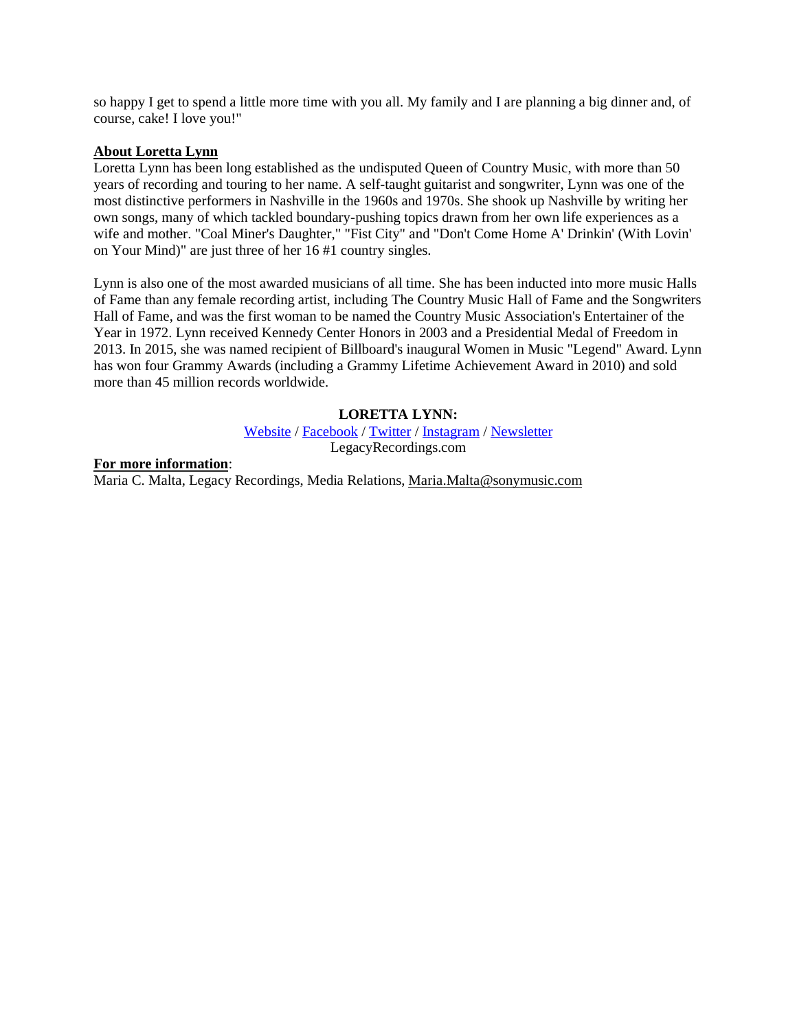so happy I get to spend a little more time with you all. My family and I are planning a big dinner and, of course, cake! I love you!"

**About Loretta Lynn**

Loretta Lynn has been long established as the undisputed Queen of Country Music, with more than 50 years of recording and touring to her name. A self-taught guitarist and songwriter, Lynn was one of the most distinctive performers in Nashville in the 1960s and 1970s. She shook up Nashville by writing her own songs, many of which tackled boundary-pushing topics drawn from her own life experiences as a wife and mother. "Coal Miner's Daughter," "Fist City" and "Don't Come Home A' Drinkin' (With Lovin' on Your Mind)" are just three of her 16 #1 country singles.

Lynn is also one of the most awarded musicians of all time. She has been inducted into more music Halls of Fame than any female recording artist, including The Country Music Hall of Fame and the Songwriters Hall of Fame, and was the first woman to be named the Country Music Association's Entertainer of the Year in 1972. Lynn received Kennedy Center Honors in 2003 and a Presidential Medal of Freedom in 2013. In 2015, she was named recipient of Billboard's inaugural Women in Music "Legend" Award. Lynn has won four Grammy Awards (including a Grammy Lifetime Achievement Award in 2010) and sold more than 45 million records worldwide.

**LORETTA LYNN:**

Website / Facebook / Twitter / Instagram / Newsletter

LegacyRecordings.com

**For more information**:

Maria C. Malta, Legacy Recordings, Media Relations, Maria.Malta@sonymusic.com